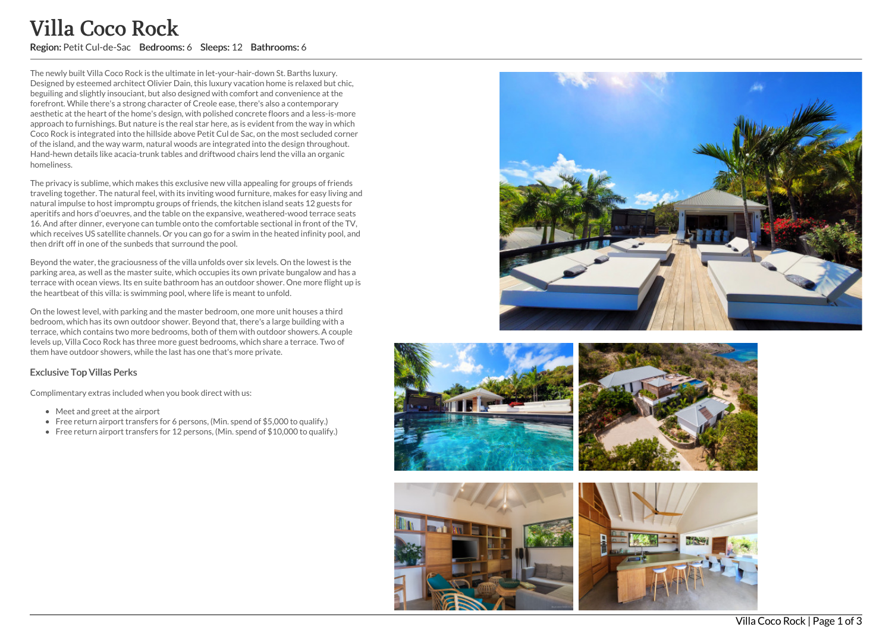# Villa Coco Rock

**Region:** Petit Cul-de-Sac **Bedrooms:** 6 **Sleeps:** 12 **Bathrooms:** 6

The newly built Villa Coco Rock is the ultimate in let-your-hair-down St. Barths luxury. Designed by esteemed architect Olivier Dain, this luxury vacation home is relaxed but chic, beguiling and slightly insouciant, but also designed with comfort and convenience at the forefront. While there's a strong character of Creole ease, there's also a contemporary aesthetic at the heart of the home's design, with polished concrete floors and a less-is-more approach to furnishings. But nature is the real star here, as is evident from the way in which Coco Rock is integrated into the hillside above Petit Cul de Sac, on the most secluded corner of the island, and the way warm, natural woods are integrated into the design throughout. Hand-hewn details like acacia-trunk tables and driftwood chairs lend the villa an organic homeliness.

The privacy is sublime, which makes this exclusive new villa appealing for groups of friends traveling together. The natural feel, with its inviting wood furniture, makes for easy living and natural impulse to host impromptu groups of friends, the kitchen island seats 12 guests for aperitifs and hors d'oeuvres, and the table on the expansive, weathered-wood terrace seats 16. And after dinner, everyone can tumble onto the comfortable sectional in front of the TV, which receives US satellite channels. Or you can go for a swim in the heated infinity pool, and then drift off in one of the sunbeds that surround the pool.

Beyond the water, the graciousness of the villa unfolds over six levels. On the lowest is the parking area, as well as the master suite, which occupies its own private bungalow and has a terrace with ocean views. Its en suite bathroom has an outdoor shower. One more flight up is the heartbeat of this villa: is swimming pool, where life is meant to unfold.

On the lowest level, with parking and the master bedroom, one more unit houses a third bedroom, which has its own outdoor shower. Beyond that, there's a large building with a terrace, which contains two more bedrooms, both of them with outdoor showers. A couple levels up, Villa Coco Rock has three more guest bedrooms, which share a terrace. Two of them have outdoor showers, while the last has one that's more private.

### Exclusive Top Villas Perks

Complimentary extras included when you book direct with us:

- Meet and greet at the airport
- Free return airport transfers for 6 persons, (Min. spend of $5,000 to qualify.)
- Free return airport transfers for 12 persons, (Min. spend of $10,000 to qualify.)